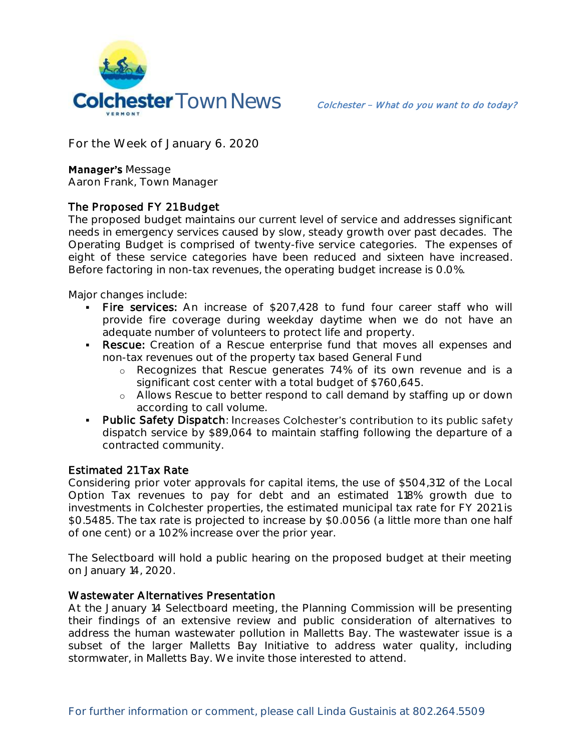# Colchester Town News

*Colchester – What do you want to do today?*

For the Week of January 6. 2020

**Manager's** Message
Aaron Frank, Town Manager

## The Proposed FY 21 Budget

The proposed budget maintains our current level of service and addresses significant needs in emergency services caused by slow, steady growth over past decades. The Operating Budget is comprised of twenty-five service categories. The expenses of eight of these service categories have been reduced and sixteen have increased. Before factoring in non-tax revenues, the operating budget increase is 0.0%.

Major changes include:

- **Fire services:** An increase of $207,428 to fund four career staff who will provide fire coverage during weekday daytime when we do not have an adequate number of volunteers to protect life and property.
- **Rescue:** Creation of a Rescue enterprise fund that moves all expenses and non-tax revenues out of the property tax based General Fund
  - Recognizes that Rescue generates 74% of its own revenue and is a significant cost center with a total budget of $760,645.
  - Allows Rescue to better respond to call demand by staffing up or down according to call volume.
- **Public Safety Dispatch**: Increases Colchester's contribution to its public safety dispatch service by $89,064 to maintain staffing following the departure of a contracted community.

## Estimated 21 Tax Rate

Considering prior voter approvals for capital items, the use of $504,312 of the Local Option Tax revenues to pay for debt and an estimated 1.18% growth due to investments in Colchester properties, the estimated municipal tax rate for FY 2021 is $0.5485. The tax rate is projected to increase by $0.0056 (a little more than one half of one cent) or a 1.02% increase over the prior year.

The Selectboard will hold a public hearing on the proposed budget at their meeting on January 14, 2020.

## Wastewater Alternatives Presentation

At the January 14 Selectboard meeting, the Planning Commission will be presenting their findings of an extensive review and public consideration of alternatives to address the human wastewater pollution in Malletts Bay. The wastewater issue is a subset of the larger Malletts Bay Initiative to address water quality, including stormwater, in Malletts Bay. We invite those interested to attend.

For further information or comment, please call Linda Gustainis at 802.264.5509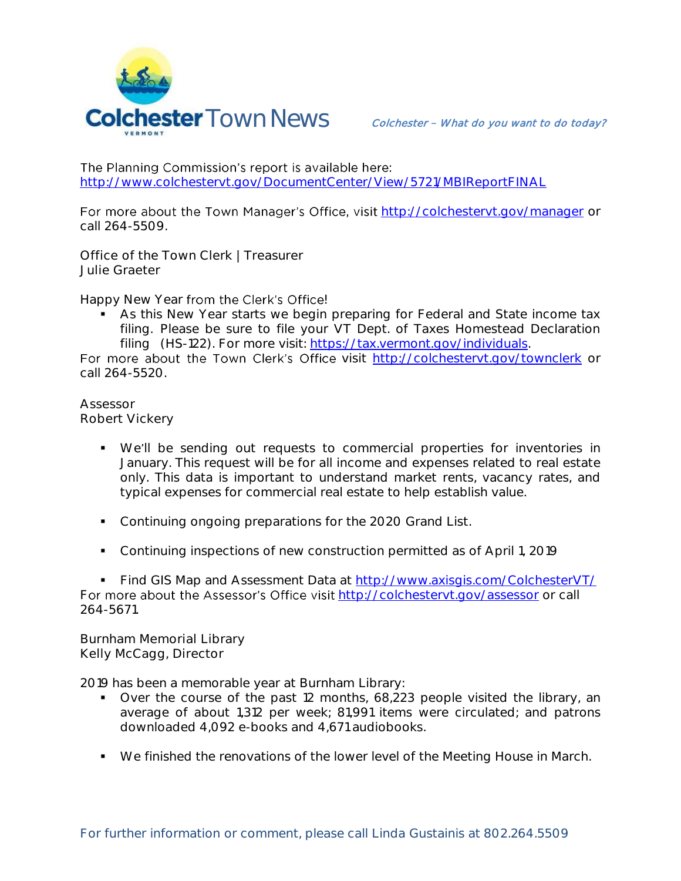The Planning Commission's report is available here: http://www.colchestervt.gov/DocumentCenter/View/5721/MBIReportFINAL

For more about the Town Manager's Office, visit http://colchestervt.gov/manager or call 264-5509.

Office of the Town Clerk | Treasurer
Julie Graeter

Happy New Year from the Clerk's Office!

- As this New Year starts we begin preparing for Federal and State income tax filing. Please be sure to file your VT Dept. of Taxes Homestead Declaration filing (HS-122). For more visit: https://tax.vermont.gov/individuals.

For more about the Town Clerk's Office visit http://colchestervt.gov/townclerk or call 264-5520.

Assessor
Robert Vickery

- We'll be sending out requests to commercial properties for inventories in January. This request will be for all income and expenses related to real estate only. This data is important to understand market rents, vacancy rates, and typical expenses for commercial real estate to help establish value.
- Continuing ongoing preparations for the 2020 Grand List.
- Continuing inspections of new construction permitted as of April 1, 2019
- Find GIS Map and Assessment Data at http://www.axisgis.com/ColchesterVT/

For more about the Assessor's Office visit http://colchestervt.gov/assessor or call 264-5671.

Burnham Memorial Library
Kelly McCagg, Director

2019 has been a memorable year at Burnham Library:

- Over the course of the past 12 months, 68,223 people visited the library, an average of about 1,312 per week; 81,991 items were circulated; and patrons downloaded 4,092 e-books and 4,671 audiobooks.
- We finished the renovations of the lower level of the Meeting House in March.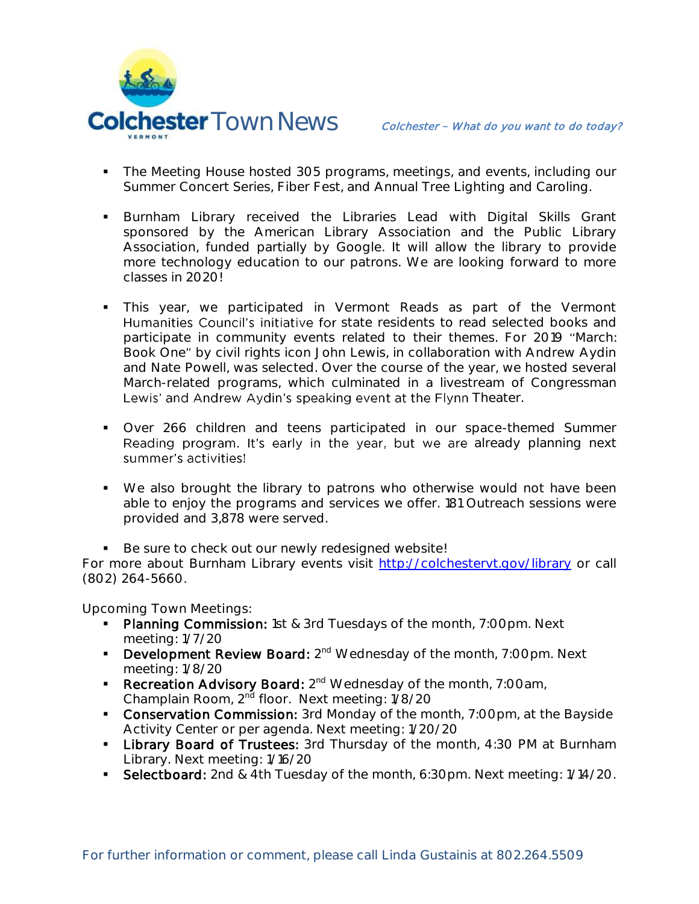- The Meeting House hosted 305 programs, meetings, and events, including our Summer Concert Series, Fiber Fest, and Annual Tree Lighting and Caroling.

- Burnham Library received the Libraries Lead with Digital Skills Grant sponsored by the American Library Association and the Public Library Association, funded partially by Google. It will allow the library to provide more technology education to our patrons. We are looking forward to more classes in 2020!

- This year, we participated in Vermont Reads as part of the Vermont Humanities Council's initiative for state residents to read selected books and participate in community events related to their themes. For 2019 "March: Book One" by civil rights icon John Lewis, in collaboration with Andrew Aydin and Nate Powell, was selected. Over the course of the year, we hosted several March-related programs, which culminated in a livestream of Congressman Lewis' and Andrew Aydin's speaking event at the Flynn Theater.

- Over 266 children and teens participated in our space-themed Summer Reading program. It's early in the year, but we are already planning next summer's activities!

- We also brought the library to patrons who otherwise would not have been able to enjoy the programs and services we offer. 181 Outreach sessions were provided and 3,878 were served.

- Be sure to check out our newly redesigned website!

For more about Burnham Library events visit http://colchestervt.gov/library or call (802) 264-5660.

Upcoming Town Meetings:

- **Planning Commission:** 1st & 3rd Tuesdays of the month, 7:00pm. Next meeting: 1/7/20
- **Development Review Board:** 2nd Wednesday of the month, 7:00pm. Next meeting: 1/8/20
- **Recreation Advisory Board:** 2nd Wednesday of the month, 7:00am, Champlain Room, 2nd floor. Next meeting: 1/8/20
- **Conservation Commission:** 3rd Monday of the month, 7:00pm, at the Bayside Activity Center or per agenda. Next meeting: 1/20/20
- **Library Board of Trustees:** 3rd Thursday of the month, 4:30 PM at Burnham Library. Next meeting: 1/16/20
- **Selectboard:** 2nd & 4th Tuesday of the month, 6:30pm. Next meeting: 1/14/20.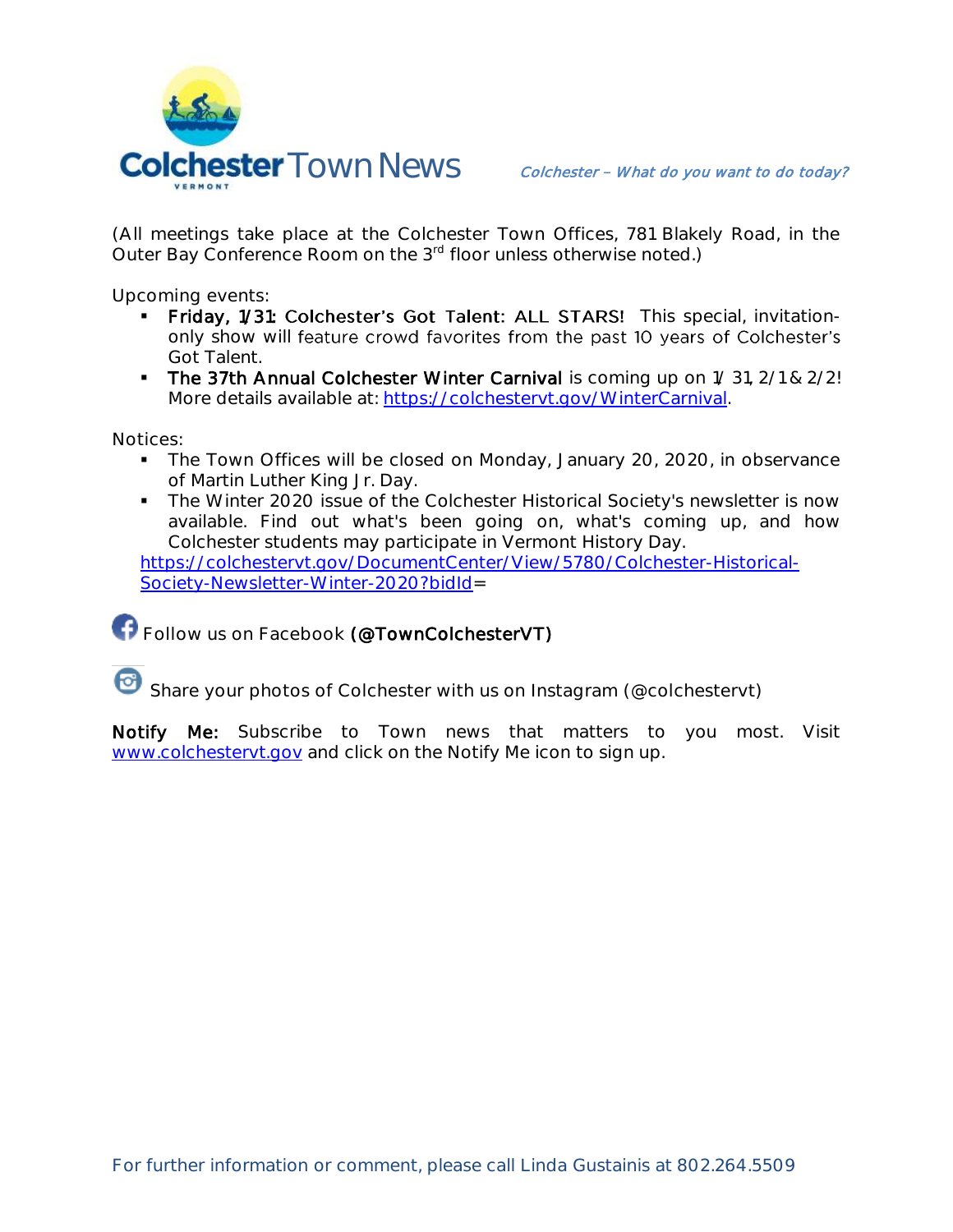# Colchester Town News

*Colchester – What do you want to do today?*

(All meetings take place at the Colchester Town Offices, 781 Blakely Road, in the Outer Bay Conference Room on the 3rd floor unless otherwise noted.)

Upcoming events:

- **Friday, 1/31: Colchester's Got Talent: ALL STARS!** This special, invitation-only show will feature crowd favorites from the past 10 years of Colchester's Got Talent.
- **The 37th Annual Colchester Winter Carnival** is coming up on 1/31, 2/1 & 2/2! More details available at: https://colchestervt.gov/WinterCarnival.

Notices:

- The Town Offices will be closed on Monday, January 20, 2020, in observance of Martin Luther King Jr. Day.
- The Winter 2020 issue of the Colchester Historical Society's newsletter is now available. Find out what's been going on, what's coming up, and how Colchester students may participate in Vermont History Day.

https://colchestervt.gov/DocumentCenter/View/5780/Colchester-Historical-Society-Newsletter-Winter-2020?bidId=

Follow us on Facebook **(@TownColchesterVT)**

Share your photos of Colchester with us on Instagram (@colchestervt)

**Notify Me:** Subscribe to Town news that matters to you most. Visit www.colchestervt.gov and click on the Notify Me icon to sign up.

For further information or comment, please call Linda Gustainis at 802.264.5509